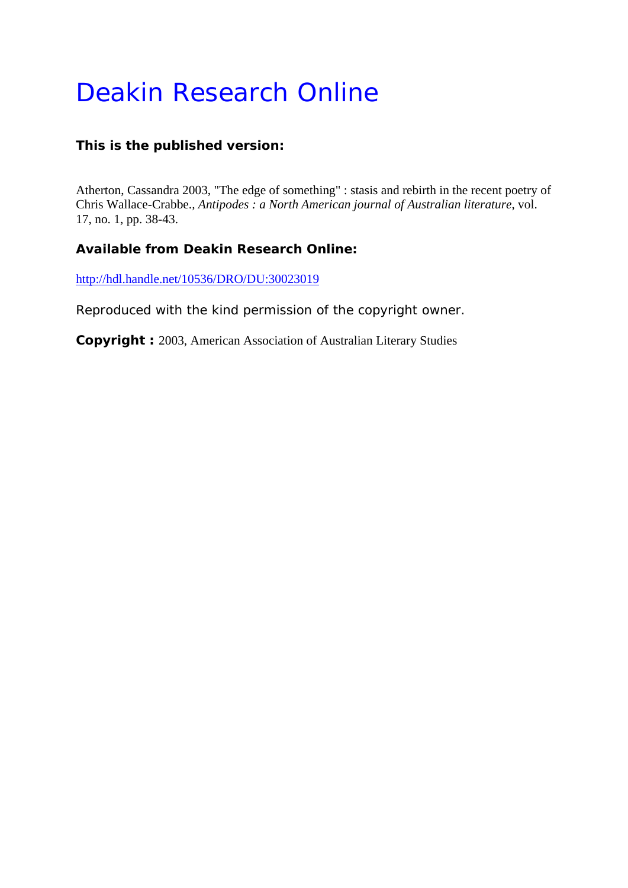# Deakin Research Online

**This is the published version:**

Atherton, Cassandra 2003, "The edge of something" : stasis and rebirth in the recent poetry of Chris Wallace-Crabbe., *Antipodes : a North American journal of Australian literature*, vol. 17, no. 1, pp. 38-43.

**Available from Deakin Research Online:**

http://hdl.handle.net/10536/DRO/DU:30023019

Reproduced with the kind permission of the copyright owner.

**Copyright :** 2003, American Association of Australian Literary Studies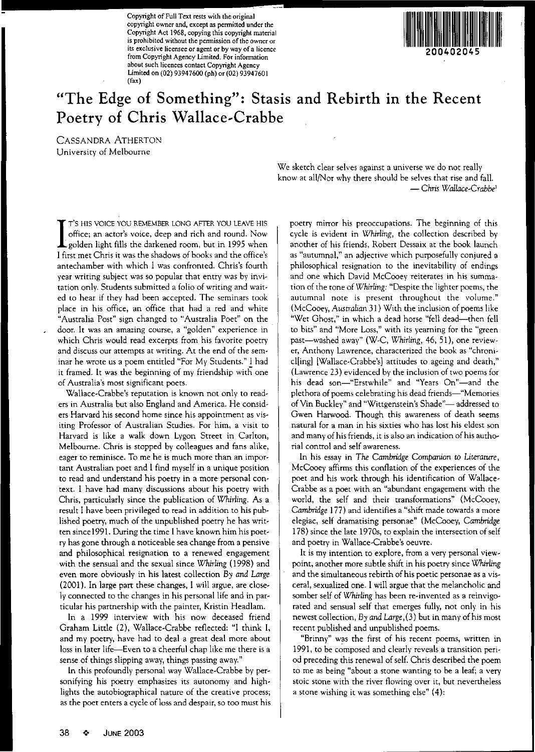Copyright of Full Text rests with the original copyright owner and, except as permitted under the Copyright Act 1968, copying this copyright material is prohibited without the permission of the owner or its exclusive licensee or agent or by way of a licence from Copyright Agency Limited. For information about such licences contact Copyright Agency Limited on (02) 93947600 (ph) or (02) 93947601 (fax)

200402045

# "The Edge of Something": Stasis and Rebirth in the Recent Poetry of Chris Wallace-Crabbe

CASSANDRA ATHERTON
University of Melbourne

> We sketch clear selves against a universe we do not really know at all/Nor why there should be selves that rise and fall.
> — *Chris Wallace-Crabbe*[1]

IT'S HIS VOICE YOU REMEMBER LONG AFTER YOU LEAVE HIS office; an actor's voice, deep and rich and round. Now golden light fills the darkened room, but in 1995 when I first met Chris it was the shadows of books and the office's antechamber with which I was confronted. Chris's fourth year writing subject was so popular that entry was by invitation only. Students submitted a folio of writing and waited to hear if they had been accepted. The seminars took place in his office, an office that had a red and white "Australia Post" sign changed to "Australia Poet" on the door. It was an amazing course, a "golden" experience in which Chris would read excerpts from his favorite poetry and discuss our attempts at writing. At the end of the seminar he wrote us a poem entitled "For My Students." I had it framed. It was the beginning of my friendship with one of Australia's most significant poets.

Wallace-Crabbe's reputation is known not only to readers in Australia but also England and America. He considers Harvard his second home since his appointment as visiting Professor of Australian Studies. For him, a visit to Harvard is like a walk down Lygon Street in Carlton, Melbourne. Chris is stopped by colleagues and fans alike, eager to reminisce. To me he is much more than an important Australian poet and I find myself in a unique position to read and understand his poetry in a more personal context. I have had many discussions about his poetry with Chris, particularly since the publication of *Whirling*. As a result I have been privileged to read in addition to his published poetry, much of the unpublished poetry he has written since1991. During the time I have known him his poetry has gone through a noticeable sea change from a pensive and philosophical resignation to a renewed engagement with the sensual and the sexual since *Whirling* (1998) and even more obviously in his latest collection *By and Large* (2001). In large part these changes, I will argue, are closely connected to the changes in his personal life and in particular his partnership with the painter, Kristin Headlam.

In a 1999 interview with his now deceased friend Graham Little (2), Wallace-Crabbe reflected: "I think I, and my poetry, have had to deal a great deal more about loss in later life—Even to a cheerful chap like me there is a sense of things slipping away, things passing away."

In this profoundly personal way Wallace-Crabbe by personifying his poetry emphasizes its autonomy and highlights the autobiographical nature of the creative process; as the poet enters a cycle of loss and despair, so too must his poetry mirror his preoccupations. The beginning of this cycle is evident in *Whirling*, the collection described by another of his friends, Robert Dessaix at the book launch as "autumnal," an adjective which purposefully conjured a philosophical resignation to the inevitability of endings and one which David McCooey reiterates in his summation of the tone of *Whirling*: "Despite the lighter poems, the autumnal note is present throughout the volume." (McCooey, *Australian* 31) With the inclusion of poems like "Wet Ghost," in which a dead horse "fell dead—then fell to bits" and "More Loss," with its yearning for the "green past—washed away" (W-C, *Whirling*, 46, 51), one reviewer, Anthony Lawrence, characterized the book as "chronicl[ing] [Wallace-Crabbe's] attitudes to ageing and death," (Lawrence 23) evidenced by the inclusion of two poems for his dead son—"Erstwhile" and "Years On"—and the plethora of poems celebrating his dead friends—"Memories of Vin Buckley" and "Wittgenstein's Shade"— addressed to Gwen Harwood. Though this awareness of death seems natural for a man in his sixties who has lost his eldest son and many of his friends, it is also an indication of his authorial control and self awareness.

In his essay in *The Cambridge Companion to Literature*, McCooey affirms this conflation of the experiences of the poet and his work through his identification of Wallace-Crabbe as a poet with an "abundant engagement with the world, the self and their transformations" (McCooey, *Cambridge* 177) and identifies a "shift made towards a more elegiac, self dramatising personae" (McCooey, *Cambridge* 178) since the late 1970s, to explain the intersection of self and poetry in Wallace-Crabbe's oeuvre.

It is my intention to explore, from a very personal viewpoint, another more subtle shift in his poetry since *Whirling* and the simultaneous rebirth of his poetic personae as a visceral, sexualized one. I will argue that the melancholic and somber self of *Whirling* has been re-invented as a reinvigorated and sensual self that emerges fully, not only in his newest collection, *By and Large*,(3) but in many of his most recent published and unpublished poems.

"Brinny" was the first of his recent poems, written in 1991, to be composed and clearly reveals a transition period preceding this renewal of self. Chris described the poem to me as being "about a stone wanting to be a leaf; a very stoic stone with the river flowing over it, but nevertheless a stone wishing it was something else" (4):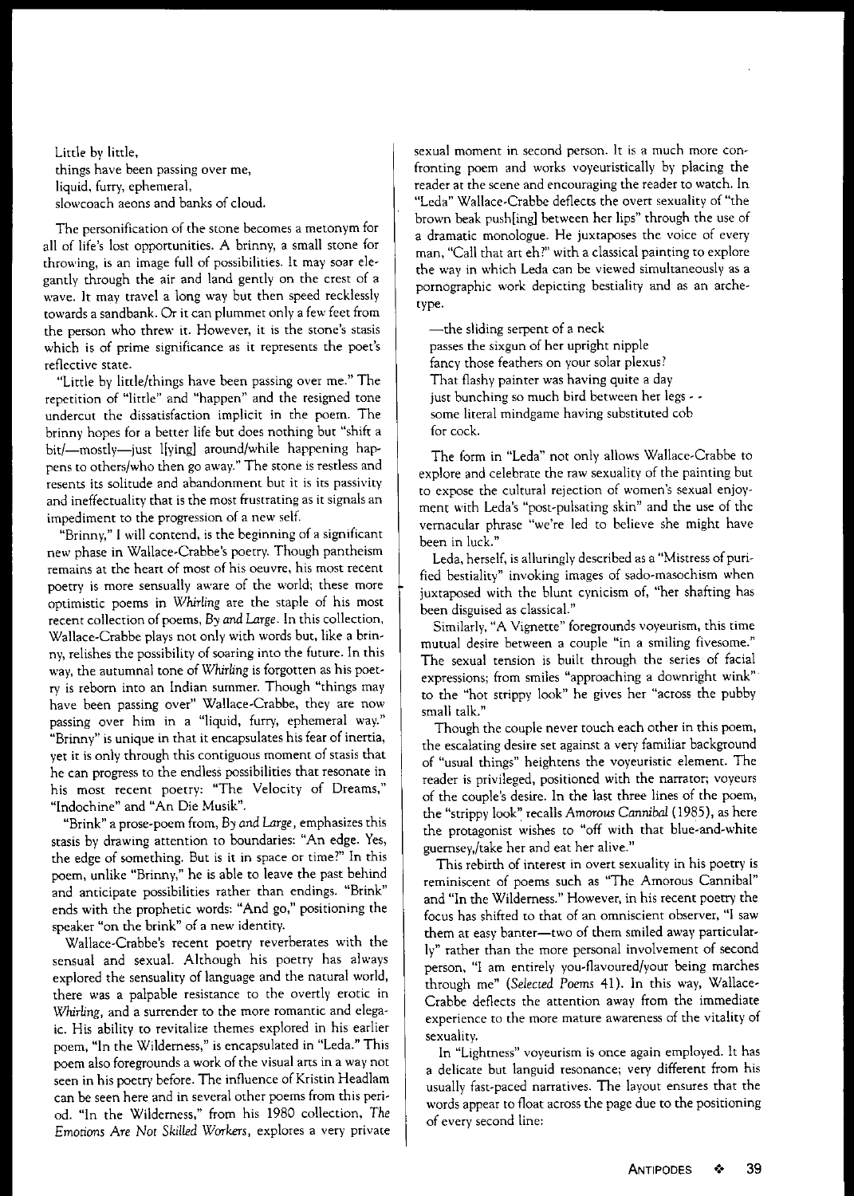Little by little,
things have been passing over me,
liquid, furry, ephemeral,
slowcoach aeons and banks of cloud.

The personification of the stone becomes a metonym for all of life's lost opportunities. A brinny, a small stone for throwing, is an image full of possibilities. It may soar elegantly through the air and land gently on the crest of a wave. It may travel a long way but then speed recklessly towards a sandbank. Or it can plummet only a few feet from the person who threw it. However, it is the stone's stasis which is of prime significance as it represents the poet's reflective state.

"Little by little/things have been passing over me." The repetition of "little" and "happen" and the resigned tone undercut the dissatisfaction implicit in the poem. The brinny hopes for a better life but does nothing but "shift a bit/—mostly—just l[ying] around/while happening happens to others/who then go away." The stone is restless and resents its solitude and abandonment but it is its passivity and ineffectuality that is the most frustrating as it signals an impediment to the progression of a new self.

"Brinny," I will contend, is the beginning of a significant new phase in Wallace-Crabbe's poetry. Though pantheism remains at the heart of most of his oeuvre, his most recent poetry is more sensually aware of the world; these more optimistic poems in *Whirling* are the staple of his most recent collection of poems, *By and Large*. In this collection, Wallace-Crabbe plays not only with words but, like a brinny, relishes the possibility of soaring into the future. In this way, the autumnal tone of *Whirling* is forgotten as his poetry is reborn into an Indian summer. Though "things may have been passing over" Wallace-Crabbe, they are now passing over him in a "liquid, furry, ephemeral way." "Brinny" is unique in that it encapsulates his fear of inertia, yet it is only through this contiguous moment of stasis that he can progress to the endless possibilities that resonate in his most recent poetry: "The Velocity of Dreams," "Indochine" and "An Die Musik".

"Brink" a prose-poem from, *By and Large*, emphasizes this stasis by drawing attention to boundaries: "An edge. Yes, the edge of something. But is it in space or time?" In this poem, unlike "Brinny," he is able to leave the past behind and anticipate possibilities rather than endings. "Brink" ends with the prophetic words: "And go," positioning the speaker "on the brink" of a new identity.

Wallace-Crabbe's recent poetry reverberates with the sensual and sexual. Although his poetry has always explored the sensuality of language and the natural world, there was a palpable resistance to the overtly erotic in *Whirling*, and a surrender to the more romantic and elegaic. His ability to revitalize themes explored in his earlier poem, "In the Wilderness," is encapsulated in "Leda." This poem also foregrounds a work of the visual arts in a way not seen in his poetry before. The influence of Kristin Headlam can be seen here and in several other poems from this period. "In the Wilderness," from his 1980 collection, *The Emotions Are Not Skilled Workers*, explores a very private sexual moment in second person. It is a much more confronting poem and works voyeuristically by placing the reader at the scene and encouraging the reader to watch. In "Leda" Wallace-Crabbe deflects the overt sexuality of "the brown beak push[ing] between her lips" through the use of a dramatic monologue. He juxtaposes the voice of every man, "Call that art eh?" with a classical painting to explore the way in which Leda can be viewed simultaneously as a pornographic work depicting bestiality and as an archetype.

—the sliding serpent of a neck
passes the sixgun of her upright nipple
fancy those feathers on your solar plexus?
That flashy painter was having quite a day
just bunching so much bird between her legs - -
some literal mindgame having substituted cob
for cock.

The form in "Leda" not only allows Wallace-Crabbe to explore and celebrate the raw sexuality of the painting but to expose the cultural rejection of women's sexual enjoyment with Leda's "post-pulsating skin" and the use of the vernacular phrase "we're led to believe she might have been in luck."

Leda, herself, is alluringly described as a "Mistress of purified bestiality" invoking images of sado-masochism when juxtaposed with the blunt cynicism of, "her shafting has been disguised as classical."

Similarly, "A Vignette" foregrounds voyeurism, this time mutual desire between a couple "in a smiling fivesome." The sexual tension is built through the series of facial expressions; from smiles "approaching a downright wink" to the "hot strippy look" he gives her "across the pubby small talk."

Though the couple never touch each other in this poem, the escalating desire set against a very familiar background of "usual things" heightens the voyeuristic element. The reader is privileged, positioned with the narrator; voyeurs of the couple's desire. In the last three lines of the poem, the "strippy look" recalls *Amorous Cannibal* (1985), as here the protagonist wishes to "off with that blue-and-white guernsey,/take her and eat her alive."

This rebirth of interest in overt sexuality in his poetry is reminiscent of poems such as "The Amorous Cannibal" and "In the Wilderness." However, in his recent poetry the focus has shifted to that of an omniscient observer, "I saw them at easy banter—two of them smiled away particularly" rather than the more personal involvement of second person, "I am entirely you-flavoured/your being marches through me" (*Selected Poems* 41). In this way, Wallace-Crabbe deflects the attention away from the immediate experience to the more mature awareness of the vitality of sexuality.

In "Lightness" voyeurism is once again employed. It has a delicate but languid resonance; very different from his usually fast-paced narratives. The layout ensures that the words appear to float across the page due to the positioning of every second line: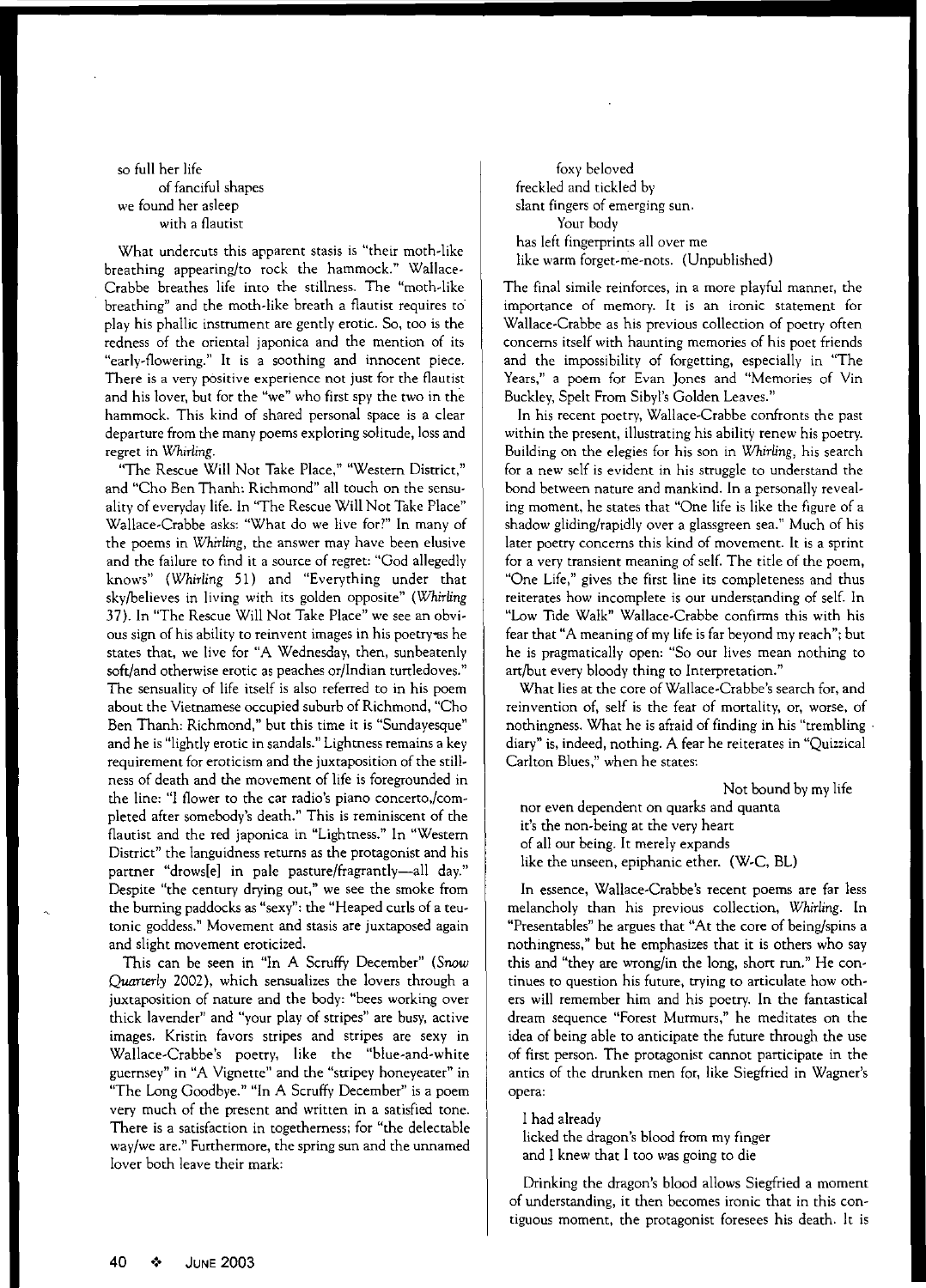so full her life
        of fanciful shapes
we found her asleep
        with a flautist

What undercuts this apparent stasis is "their moth-like breathing appearing/to rock the hammock." Wallace-Crabbe breathes life into the stillness. The "moth-like breathing" and the moth-like breath a flautist requires to play his phallic instrument are gently erotic. So, too is the redness of the oriental japonica and the mention of its "early-flowering." It is a soothing and innocent piece. There is a very positive experience not just for the flautist and his lover, but for the "we" who first spy the two in the hammock. This kind of shared personal space is a clear departure from the many poems exploring solitude, loss and regret in *Whirling*.

"The Rescue Will Not Take Place," "Western District," and "Cho Ben Thanh: Richmond" all touch on the sensuality of everyday life. In "The Rescue Will Not Take Place" Wallace-Crabbe asks: "What do we live for?" In many of the poems in *Whirling*, the answer may have been elusive and the failure to find it a source of regret: "God allegedly knows" (*Whirling* 51) and "Everything under that sky/believes in living with its golden opposite" (*Whirling* 37). In "The Rescue Will Not Take Place" we see an obvious sign of his ability to reinvent images in his poetry as he states that, we live for "A Wednesday, then, sunbeatenly soft/and otherwise erotic as peaches or/Indian turtledoves." The sensuality of life itself is also referred to in his poem about the Vietnamese occupied suburb of Richmond, "Cho Ben Thanh: Richmond," but this time it is "Sundayesque" and he is "lightly erotic in sandals." Lightness remains a key requirement for eroticism and the juxtaposition of the stillness of death and the movement of life is foregrounded in the line: "I flower to the car radio's piano concerto,/completed after somebody's death." This is reminiscent of the flautist and the red japonica in "Lightness." In "Western District" the languidness returns as the protagonist and his partner "drows[e] in pale pasture/fragrantly—all day." Despite "the century drying out," we see the smoke from the burning paddocks as "sexy": the "Heaped curls of a teutonic goddess." Movement and stasis are juxtaposed again and slight movement eroticized.

This can be seen in "In A Scruffy December" (*Snow Quarterly* 2002), which sensualizes the lovers through a juxtaposition of nature and the body: "bees working over thick lavender" and "your play of stripes" are busy, active images. Kristin favors stripes and stripes are sexy in Wallace-Crabbe's poetry, like the "blue-and-white guernsey" in "A Vignette" and the "stripey honeyeater" in "The Long Goodbye." "In A Scruffy December" is a poem very much of the present and written in a satisfied tone. There is a satisfaction in togetherness; for "the delectable way/we are." Furthermore, the spring sun and the unnamed lover both leave their mark:

        foxy beloved
freckled and tickled by
slant fingers of emerging sun.
        Your body
has left fingerprints all over me
like warm forget-me-nots. (Unpublished)

The final simile reinforces, in a more playful manner, the importance of memory. It is an ironic statement for Wallace-Crabbe as his previous collection of poetry often concerns itself with haunting memories of his poet friends and the impossibility of forgetting, especially in "The Years," a poem for Evan Jones and "Memories of Vin Buckley, Spelt From Sibyl's Golden Leaves."

In his recent poetry, Wallace-Crabbe confronts the past within the present, illustrating his ability renew his poetry. Building on the elegies for his son in *Whirling*, his search for a new self is evident in his struggle to understand the bond between nature and mankind. In a personally revealing moment, he states that "One life is like the figure of a shadow gliding/rapidly over a glassgreen sea." Much of his later poetry concerns this kind of movement. It is a sprint for a very transient meaning of self. The title of the poem, "One Life," gives the first line its completeness and thus reiterates how incomplete is our understanding of self. In "Low Tide Walk" Wallace-Crabbe confirms this with his fear that "A meaning of my life is far beyond my reach"; but he is pragmatically open: "So our lives mean nothing to art/but every bloody thing to Interpretation."

What lies at the core of Wallace-Crabbe's search for, and reinvention of, self is the fear of mortality, or, worse, of nothingness. What he is afraid of finding in his "trembling diary" is, indeed, nothing. A fear he reiterates in "Quizzical Carlton Blues," when he states:

                                        Not bound by my life
nor even dependent on quarks and quanta
it's the non-being at the very heart
of all our being. It merely expands
like the unseen, epiphanic ether. (W-C, BL)

In essence, Wallace-Crabbe's recent poems are far less melancholy than his previous collection, *Whirling*. In "Presentables" he argues that "At the core of being/spins a nothingness," but he emphasizes that it is others who say this and "they are wrong/in the long, short run." He continues to question his future, trying to articulate how others will remember him and his poetry. In the fantastical dream sequence "Forest Murmurs," he meditates on the idea of being able to anticipate the future through the use of first person. The protagonist cannot participate in the antics of the drunken men for, like Siegfried in Wagner's opera:

I had already
licked the dragon's blood from my finger
and I knew that I too was going to die

Drinking the dragon's blood allows Siegfried a moment of understanding, it then becomes ironic that in this contiguous moment, the protagonist foresees his death. It is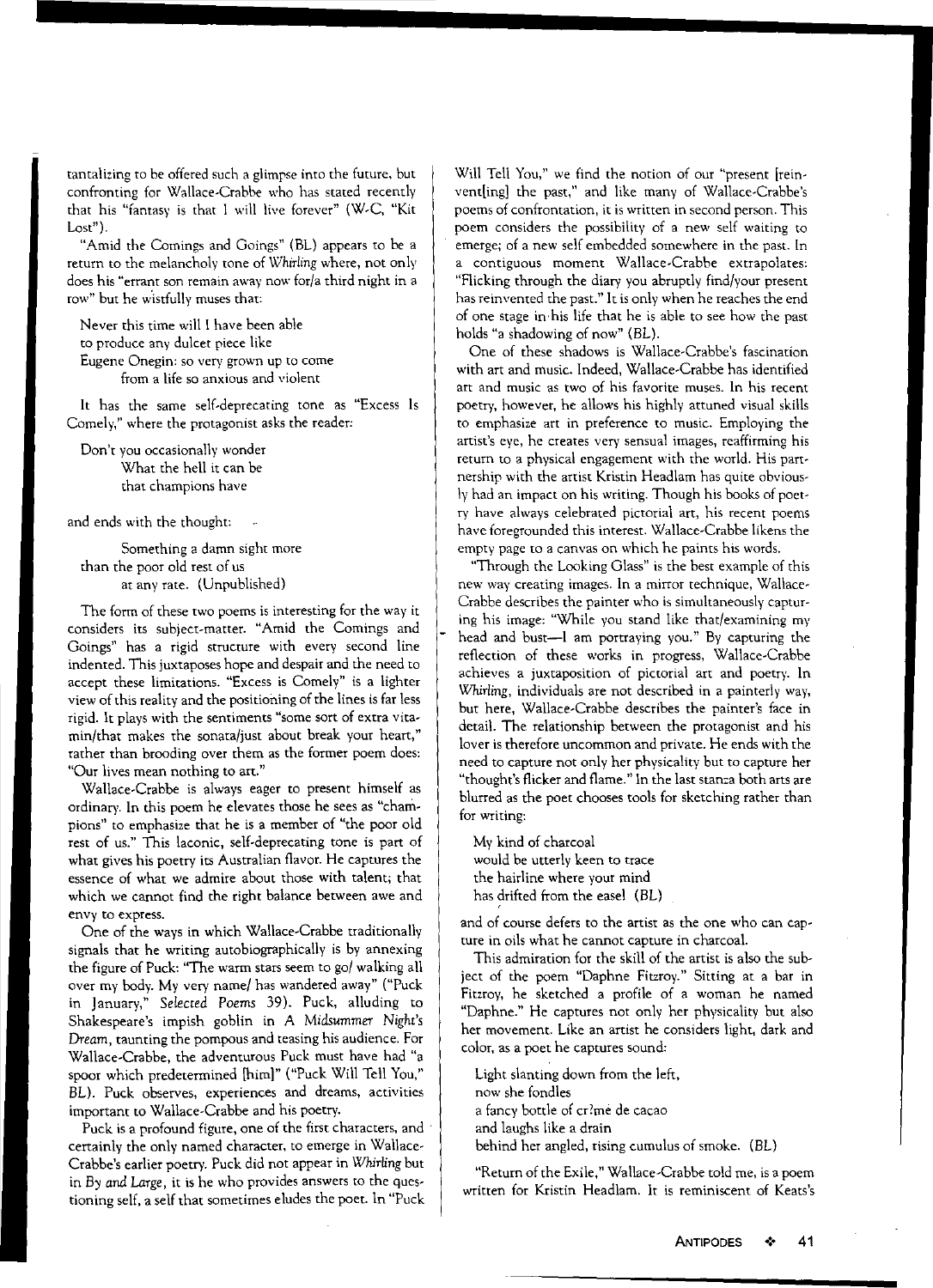tantalizing to be offered such a glimpse into the future, but confronting for Wallace-Crabbe who has stated recently that his "fantasy is that I will live forever" (W-C, "Kit Lost").

"Amid the Comings and Goings" (BL) appears to be a return to the melancholy tone of *Whirling* where, not only does his "errant son remain away now for/a third night in a row" but he wistfully muses that:

> Never this time will I have been able
> to produce any dulcet piece like
> Eugene Onegin: so very grown up to come
> from a life so anxious and violent

It has the same self-deprecating tone as "Excess Is Comely," where the protagonist asks the reader:

> Don't you occasionally wonder
> What the hell it can be
> that champions have

and ends with the thought:

> Something a damn sight more
> than the poor old rest of us
> at any rate. (Unpublished)

The form of these two poems is interesting for the way it considers its subject-matter. "Amid the Comings and Goings" has a rigid structure with every second line indented. This juxtaposes hope and despair and the need to accept these limitations. "Excess is Comely" is a lighter view of this reality and the positioning of the lines is far less rigid. It plays with the sentiments "some sort of extra vitamin/that makes the sonata/just about break your heart," rather than brooding over them as the former poem does: "Our lives mean nothing to art."

Wallace-Crabbe is always eager to present himself as ordinary. In this poem he elevates those he sees as "champions" to emphasize that he is a member of "the poor old rest of us." This laconic, self-deprecating tone is part of what gives his poetry its Australian flavor. He captures the essence of what we admire about those with talent; that which we cannot find the right balance between awe and envy to express.

One of the ways in which Wallace-Crabbe traditionally signals that he writing autobiographically is by annexing the figure of Puck: "The warm stars seem to go/ walking all over my body. My very name/ has wandered away" ("Puck in January," *Selected Poems* 39). Puck, alluding to Shakespeare's impish goblin in *A Midsummer Night's Dream*, taunting the pompous and teasing his audience. For Wallace-Crabbe, the adventurous Puck must have had "a spoor which predetermined [him]" ("Puck Will Tell You," *BL*). Puck observes, experiences and dreams, activities important to Wallace-Crabbe and his poetry.

Puck is a profound figure, one of the first characters, and certainly the only named character, to emerge in Wallace-Crabbe's earlier poetry. Puck did not appear in *Whirling* but in *By and Large*, it is he who provides answers to the questioning self, a self that sometimes eludes the poet. In "Puck Will Tell You," we find the notion of our "present [reinvent[ing] the past," and like many of Wallace-Crabbe's poems of confrontation, it is written in second person. This poem considers the possibility of a new self waiting to emerge; of a new self embedded somewhere in the past. In a contiguous moment Wallace-Crabbe extrapolates: "Flicking through the diary you abruptly find/your present has reinvented the past." It is only when he reaches the end of one stage in his life that he is able to see how the past holds "a shadowing of now" (*BL*).

One of these shadows is Wallace-Crabbe's fascination with art and music. Indeed, Wallace-Crabbe has identified art and music as two of his favorite muses. In his recent poetry, however, he allows his highly attuned visual skills to emphasize art in preference to music. Employing the artist's eye, he creates very sensual images, reaffirming his return to a physical engagement with the world. His partnership with the artist Kristin Headlam has quite obviously had an impact on his writing. Though his books of poetry have always celebrated pictorial art, his recent poems have foregrounded this interest. Wallace-Crabbe likens the empty page to a canvas on which he paints his words.

"Through the Looking Glass" is the best example of this new way creating images. In a mirror technique, Wallace-Crabbe describes the painter who is simultaneously capturing his image: "While you stand like that/examining my head and bust—I am portraying you." By capturing the reflection of these works in progress, Wallace-Crabbe achieves a juxtaposition of pictorial art and poetry. In *Whirling*, individuals are not described in a painterly way, but here, Wallace-Crabbe describes the painter's face in detail. The relationship between the protagonist and his lover is therefore uncommon and private. He ends with the need to capture not only her physicality but to capture her "thought's flicker and flame." In the last stanza both arts are blurred as the poet chooses tools for sketching rather than for writing:

> My kind of charcoal
> would be utterly keen to trace
> the hairline where your mind
> has drifted from the easel (BL)

and of course defers to the artist as the one who can capture in oils what he cannot capture in charcoal.

This admiration for the skill of the artist is also the subject of the poem "Daphne Fitzroy." Sitting at a bar in Fitzroy, he sketched a profile of a woman he named "Daphne." He captures not only her physicality but also her movement. Like an artist he considers light, dark and color, as a poet he captures sound:

> Light slanting down from the left,
> now she fondles
> a fancy bottle of cr?me de cacao
> and laughs like a drain
> behind her angled, rising cumulus of smoke. (BL)

"Return of the Exile," Wallace-Crabbe told me, is a poem written for Kristin Headlam. It is reminiscent of Keats's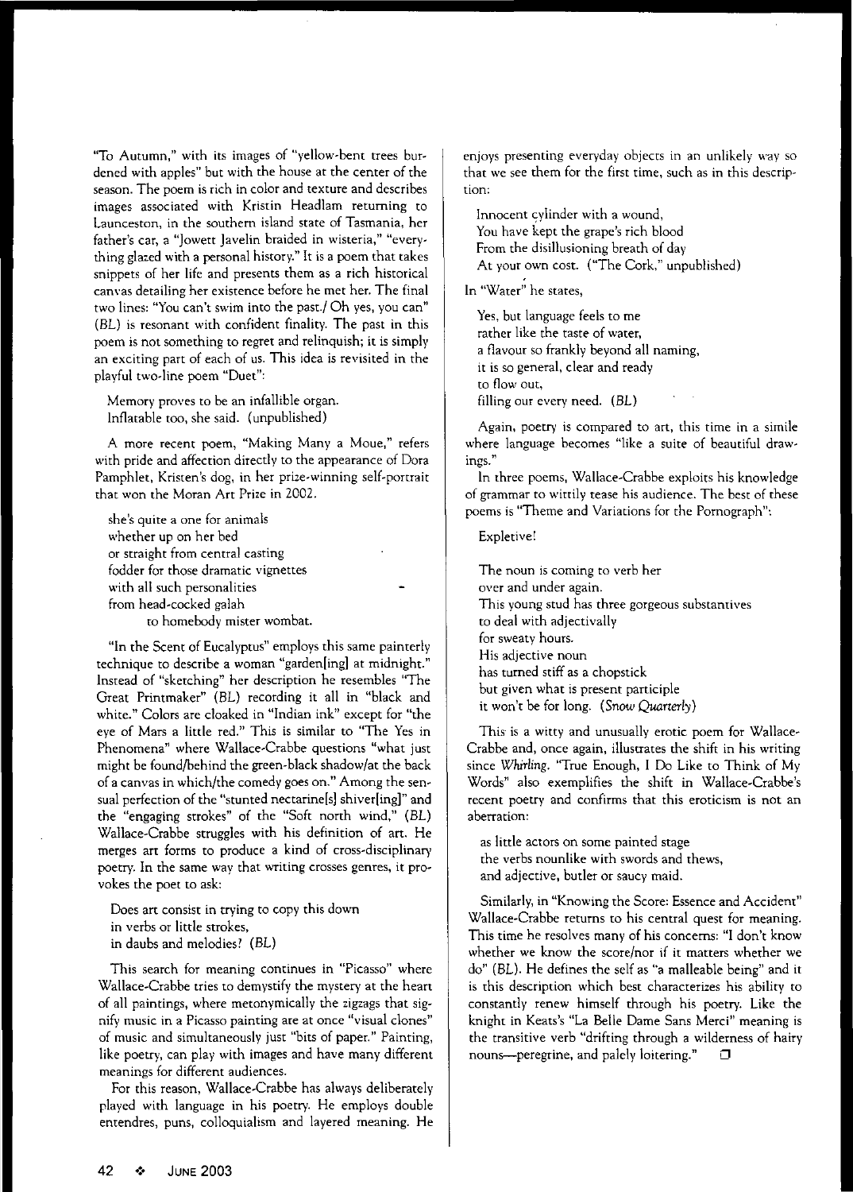"To Autumn," with its images of "yellow-bent trees burdened with apples" but with the house at the center of the season. The poem is rich in color and texture and describes images associated with Kristin Headlam returning to Launceston, in the southern island state of Tasmania, her father's car, a "Jowett Javelin braided in wisteria," "everything glazed with a personal history." It is a poem that takes snippets of her life and presents them as a rich historical canvas detailing her existence before he met her. The final two lines: "You can't swim into the past./ Oh yes, you can" (*BL*) is resonant with confident finality. The past in this poem is not something to regret and relinquish; it is simply an exciting part of each of us. This idea is revisited in the playful two-line poem "Duet":

> Memory proves to be an infallible organ.
> Inflatable too, she said. (unpublished)

A more recent poem, "Making Many a Moue," refers with pride and affection directly to the appearance of Dora Pamphlet, Kristen's dog, in her prize-winning self-portrait that won the Moran Art Prize in 2002.

> she's quite a one for animals
> whether up on her bed
> or straight from central casting
> fodder for those dramatic vignettes
> with all such personalities
> from head-cocked galah
> to homebody mister wombat.

"In the Scent of Eucalyptus" employs this same painterly technique to describe a woman "garden[ing] at midnight." Instead of "sketching" her description he resembles "The Great Printmaker" (*BL*) recording it all in "black and white." Colors are cloaked in "Indian ink" except for "the eye of Mars a little red." This is similar to "The Yes in Phenomena" where Wallace-Crabbe questions "what just might be found/behind the green-black shadow/at the back of a canvas in which/the comedy goes on." Among the sensual perfection of the "stunted nectarine[s] shiver[ing]" and the "engaging strokes" of the "Soft north wind," (*BL*) Wallace-Crabbe struggles with his definition of art. He merges art forms to produce a kind of cross-disciplinary poetry. In the same way that writing crosses genres, it provokes the poet to ask:

> Does art consist in trying to copy this down
> in verbs or little strokes,
> in daubs and melodies? (*BL*)

This search for meaning continues in "Picasso" where Wallace-Crabbe tries to demystify the mystery at the heart of all paintings, where metonymically the zigzags that signify music in a Picasso painting are at once "visual clones" of music and simultaneously just "bits of paper." Painting, like poetry, can play with images and have many different meanings for different audiences.

For this reason, Wallace-Crabbe has always deliberately played with language in his poetry. He employs double entendres, puns, colloquialism and layered meaning. He enjoys presenting everyday objects in an unlikely way so that we see them for the first time, such as in this description:

> Innocent cylinder with a wound,
> You have kept the grape's rich blood
> From the disillusioning breath of day
> At your own cost. ("The Cork," unpublished)

In "Water" he states,

> Yes, but language feels to me
> rather like the taste of water,
> a flavour so frankly beyond all naming,
> it is so general, clear and ready
> to flow out,
> filling our every need. (*BL*)

Again, poetry is compared to art, this time in a simile where language becomes "like a suite of beautiful drawings."

In three poems, Wallace-Crabbe exploits his knowledge of grammar to wittily tease his audience. The best of these poems is "Theme and Variations for the Pornograph":

> Expletive!
>
> The noun is coming to verb her
> over and under again.
> This young stud has three gorgeous substantives
> to deal with adjectivally
> for sweaty hours.
> His adjective noun
> has turned stiff as a chopstick
> but given what is present participle
> it won't be for long. (*Snow Quarterly*)

This is a witty and unusually erotic poem for Wallace-Crabbe and, once again, illustrates the shift in his writing since *Whirling*. "True Enough, I Do Like to Think of My Words" also exemplifies the shift in Wallace-Crabbe's recent poetry and confirms that this eroticism is not an aberration:

> as little actors on some painted stage
> the verbs nounlike with swords and thews,
> and adjective, butler or saucy maid.

Similarly, in "Knowing the Score: Essence and Accident" Wallace-Crabbe returns to his central quest for meaning. This time he resolves many of his concerns: "I don't know whether we know the score/nor if it matters whether we do" (*BL*). He defines the self as "a malleable being" and it is this description which best characterizes his ability to constantly renew himself through his poetry. Like the knight in Keats's "La Belle Dame Sans Merci" meaning is the transitive verb "drifting through a wilderness of hairy nouns—peregrine, and palely loitering." ❐